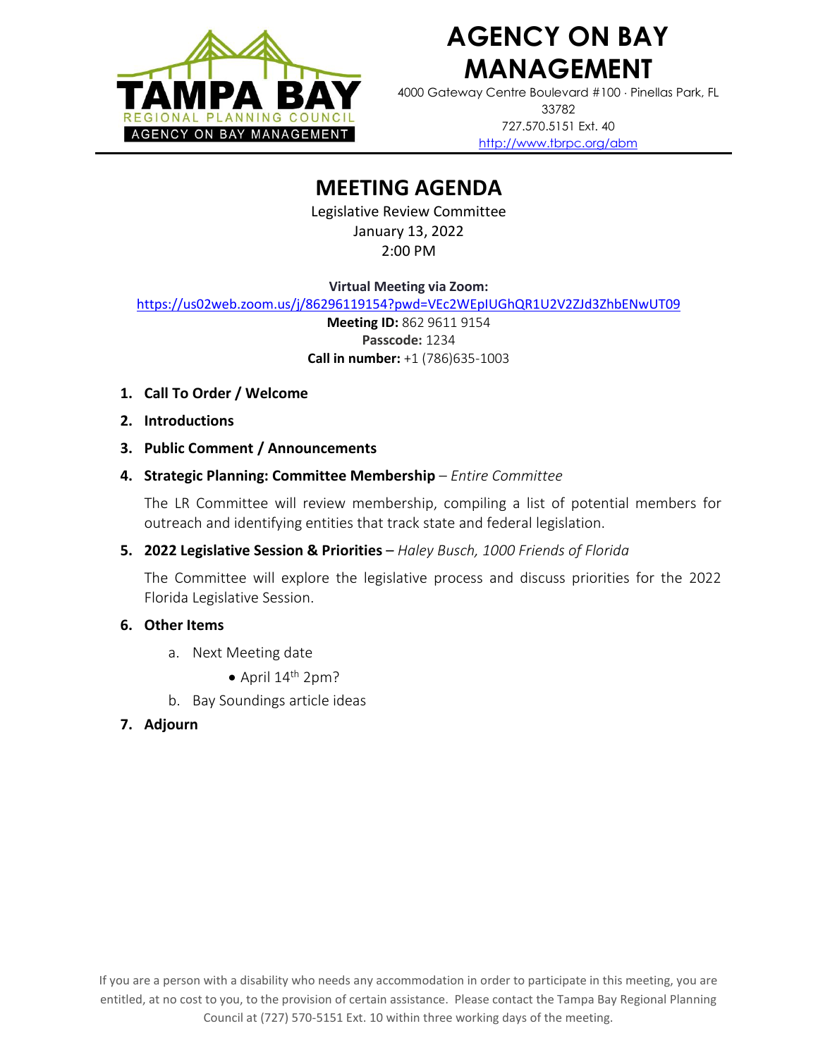# AGENCY ON BAY MANAGEMENT

4000 Gateway Centre Boulevard #100 · Pinellas Park, FL 33782
727.570.5151 Ext. 40
http://www.tbrpc.org/abm

## MEETING AGENDA

Legislative Review Committee
January 13, 2022
2:00 PM

**Virtual Meeting via Zoom:**
https://us02web.zoom.us/j/86296119154?pwd=VEc2WEpIUGhQR1U2V2ZJd3ZhbENwUT09
**Meeting ID:** 862 9611 9154
**Passcode:** 1234
**Call in number:** +1 (786)635-1003

1. **Call To Order / Welcome**
2. **Introductions**
3. **Public Comment / Announcements**
4. **Strategic Planning: Committee Membership** – *Entire Committee*

   The LR Committee will review membership, compiling a list of potential members for outreach and identifying entities that track state and federal legislation.

5. **2022 Legislative Session & Priorities** – *Haley Busch, 1000 Friends of Florida*

   The Committee will explore the legislative process and discuss priorities for the 2022 Florida Legislative Session.

6. **Other Items**
   a. Next Meeting date
      - April 14th 2pm?

   b. Bay Soundings article ideas
7. **Adjourn**

If you are a person with a disability who needs any accommodation in order to participate in this meeting, you are entitled, at no cost to you, to the provision of certain assistance. Please contact the Tampa Bay Regional Planning Council at (727) 570-5151 Ext. 10 within three working days of the meeting.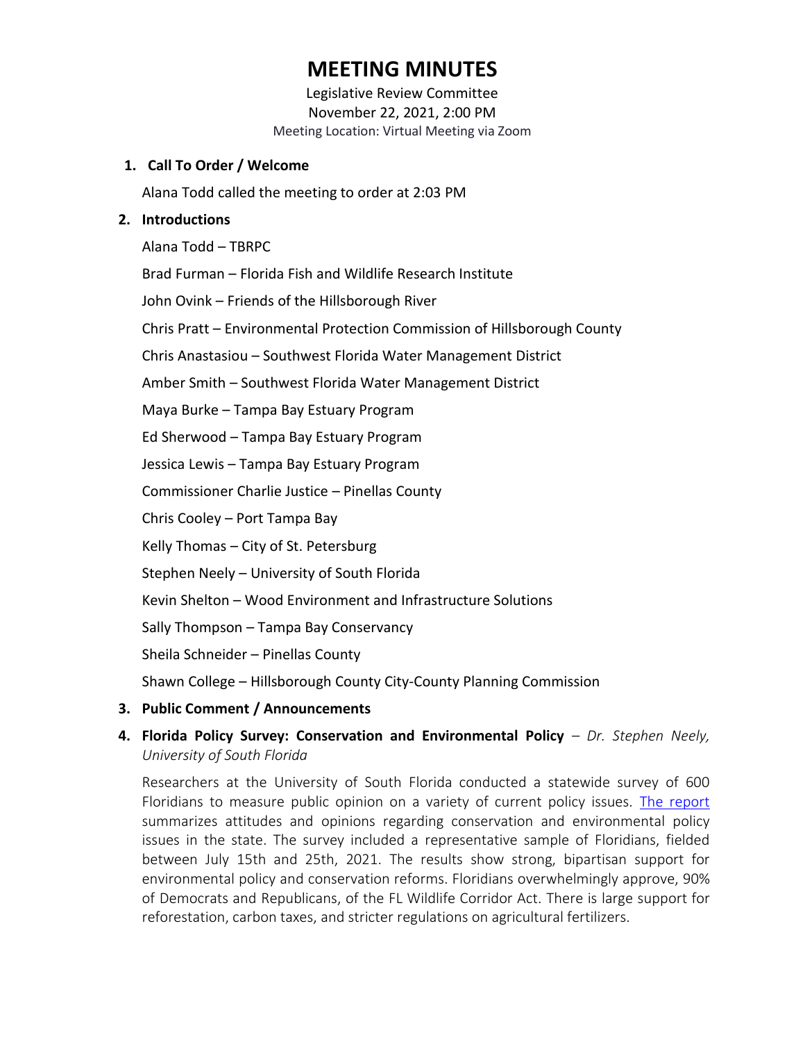# MEETING MINUTES

Legislative Review Committee
November 22, 2021, 2:00 PM
Meeting Location: Virtual Meeting via Zoom

1. **Call To Order / Welcome**

   Alana Todd called the meeting to order at 2:03 PM

2. **Introductions**

   Alana Todd – TBRPC

   Brad Furman – Florida Fish and Wildlife Research Institute

   John Ovink – Friends of the Hillsborough River

   Chris Pratt – Environmental Protection Commission of Hillsborough County

   Chris Anastasiou – Southwest Florida Water Management District

   Amber Smith – Southwest Florida Water Management District

   Maya Burke – Tampa Bay Estuary Program

   Ed Sherwood – Tampa Bay Estuary Program

   Jessica Lewis – Tampa Bay Estuary Program

   Commissioner Charlie Justice – Pinellas County

   Chris Cooley – Port Tampa Bay

   Kelly Thomas – City of St. Petersburg

   Stephen Neely – University of South Florida

   Kevin Shelton – Wood Environment and Infrastructure Solutions

   Sally Thompson – Tampa Bay Conservancy

   Sheila Schneider – Pinellas County

   Shawn College – Hillsborough County City-County Planning Commission

3. **Public Comment / Announcements**

4. **Florida Policy Survey: Conservation and Environmental Policy** – *Dr. Stephen Neely, University of South Florida*

   Researchers at the University of South Florida conducted a statewide survey of 600 Floridians to measure public opinion on a variety of current policy issues. The report summarizes attitudes and opinions regarding conservation and environmental policy issues in the state. The survey included a representative sample of Floridians, fielded between July 15th and 25th, 2021. The results show strong, bipartisan support for environmental policy and conservation reforms. Floridians overwhelmingly approve, 90% of Democrats and Republicans, of the FL Wildlife Corridor Act. There is large support for reforestation, carbon taxes, and stricter regulations on agricultural fertilizers.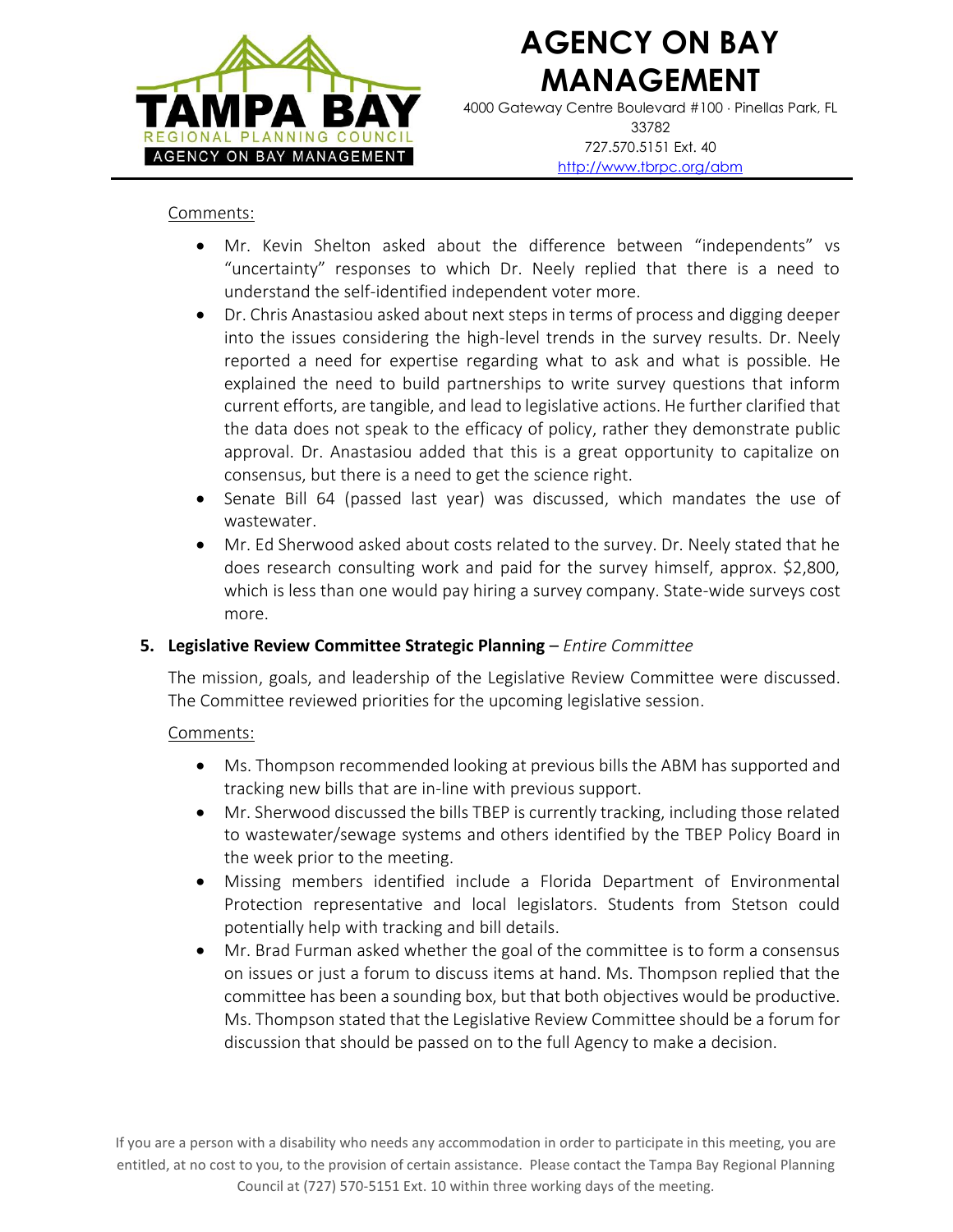Comments:

- Mr. Kevin Shelton asked about the difference between "independents" vs "uncertainty" responses to which Dr. Neely replied that there is a need to understand the self-identified independent voter more.
- Dr. Chris Anastasiou asked about next steps in terms of process and digging deeper into the issues considering the high-level trends in the survey results. Dr. Neely reported a need for expertise regarding what to ask and what is possible. He explained the need to build partnerships to write survey questions that inform current efforts, are tangible, and lead to legislative actions. He further clarified that the data does not speak to the efficacy of policy, rather they demonstrate public approval. Dr. Anastasiou added that this is a great opportunity to capitalize on consensus, but there is a need to get the science right.
- Senate Bill 64 (passed last year) was discussed, which mandates the use of wastewater.
- Mr. Ed Sherwood asked about costs related to the survey. Dr. Neely stated that he does research consulting work and paid for the survey himself, approx. $2,800, which is less than one would pay hiring a survey company. State-wide surveys cost more.

**5. Legislative Review Committee Strategic Planning** – *Entire Committee*

The mission, goals, and leadership of the Legislative Review Committee were discussed. The Committee reviewed priorities for the upcoming legislative session.

Comments:

- Ms. Thompson recommended looking at previous bills the ABM has supported and tracking new bills that are in-line with previous support.
- Mr. Sherwood discussed the bills TBEP is currently tracking, including those related to wastewater/sewage systems and others identified by the TBEP Policy Board in the week prior to the meeting.
- Missing members identified include a Florida Department of Environmental Protection representative and local legislators. Students from Stetson could potentially help with tracking and bill details.
- Mr. Brad Furman asked whether the goal of the committee is to form a consensus on issues or just a forum to discuss items at hand. Ms. Thompson replied that the committee has been a sounding box, but that both objectives would be productive. Ms. Thompson stated that the Legislative Review Committee should be a forum for discussion that should be passed on to the full Agency to make a decision.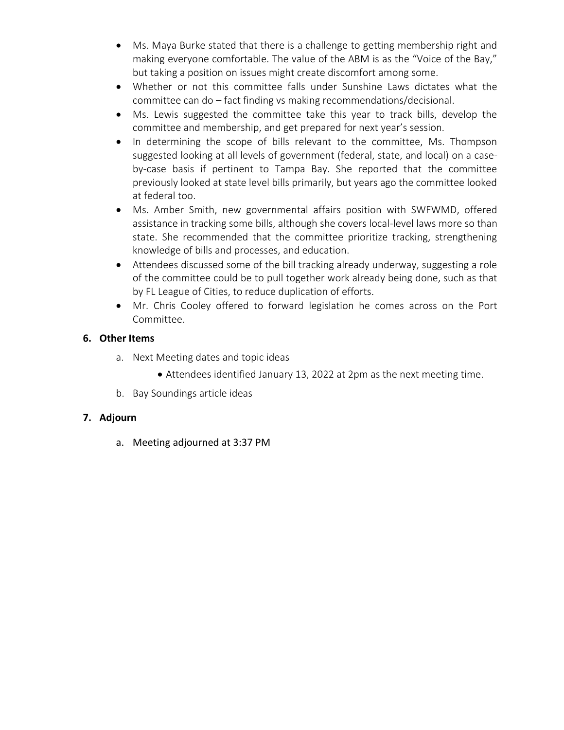- Ms. Maya Burke stated that there is a challenge to getting membership right and making everyone comfortable. The value of the ABM is as the "Voice of the Bay," but taking a position on issues might create discomfort among some.
- Whether or not this committee falls under Sunshine Laws dictates what the committee can do – fact finding vs making recommendations/decisional.
- Ms. Lewis suggested the committee take this year to track bills, develop the committee and membership, and get prepared for next year's session.
- In determining the scope of bills relevant to the committee, Ms. Thompson suggested looking at all levels of government (federal, state, and local) on a case-by-case basis if pertinent to Tampa Bay. She reported that the committee previously looked at state level bills primarily, but years ago the committee looked at federal too.
- Ms. Amber Smith, new governmental affairs position with SWFWMD, offered assistance in tracking some bills, although she covers local-level laws more so than state. She recommended that the committee prioritize tracking, strengthening knowledge of bills and processes, and education.
- Attendees discussed some of the bill tracking already underway, suggesting a role of the committee could be to pull together work already being done, such as that by FL League of Cities, to reduce duplication of efforts.
- Mr. Chris Cooley offered to forward legislation he comes across on the Port Committee.

**6. Other Items**

a. Next Meeting dates and topic ideas

- Attendees identified January 13, 2022 at 2pm as the next meeting time.

b. Bay Soundings article ideas

**7. Adjourn**

a. Meeting adjourned at 3:37 PM